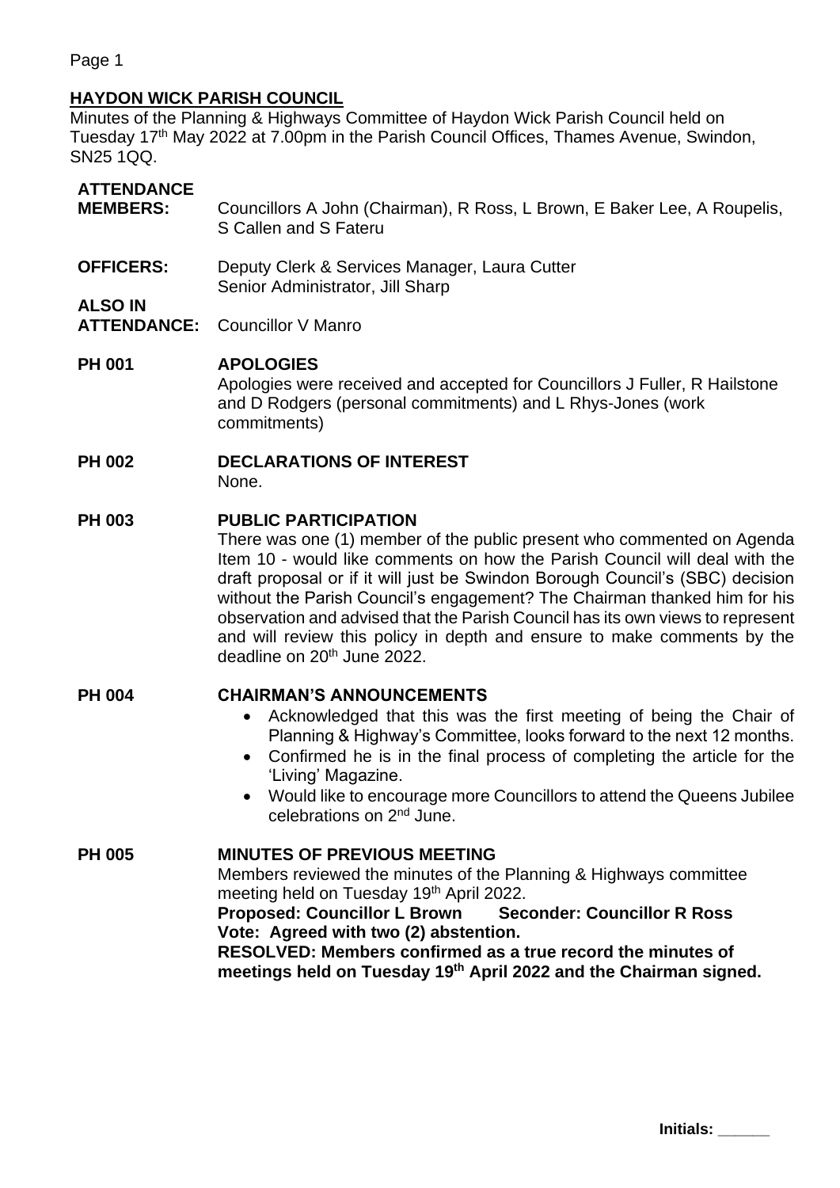## HAYDON WICK PARISH COUNCIL

Minutes of the Planning & Highways Committee of Haydon Wick Parish Council held on Tuesday 17th May 2022 at 7.00pm in the Parish Council Offices, Thames Avenue, Swindon, SN25 1QQ.

**ATTENDANCE**

**MEMBERS:** Councillors A John (Chairman), R Ross, L Brown, E Baker Lee, A Roupelis, S Callen and S Fateru

**OFFICERS:** Deputy Clerk & Services Manager, Laura Cutter
Senior Administrator, Jill Sharp

**ALSO IN ATTENDANCE:** Councillor V Manro

**PH 001 APOLOGIES**

Apologies were received and accepted for Councillors J Fuller, R Hailstone and D Rodgers (personal commitments) and L Rhys-Jones (work commitments)

**PH 002 DECLARATIONS OF INTEREST**

None.

**PH 003 PUBLIC PARTICIPATION**

There was one (1) member of the public present who commented on Agenda Item 10 - would like comments on how the Parish Council will deal with the draft proposal or if it will just be Swindon Borough Council's (SBC) decision without the Parish Council's engagement? The Chairman thanked him for his observation and advised that the Parish Council has its own views to represent and will review this policy in depth and ensure to make comments by the deadline on 20th June 2022.

**PH 004 CHAIRMAN'S ANNOUNCEMENTS**

- Acknowledged that this was the first meeting of being the Chair of Planning & Highway's Committee, looks forward to the next 12 months.
- Confirmed he is in the final process of completing the article for the 'Living' Magazine.
- Would like to encourage more Councillors to attend the Queens Jubilee celebrations on 2nd June.

**PH 005 MINUTES OF PREVIOUS MEETING**

Members reviewed the minutes of the Planning & Highways committee meeting held on Tuesday 19th April 2022.

**Proposed: Councillor L Brown Seconder: Councillor R Ross**

**Vote: Agreed with two (2) abstention.**

**RESOLVED: Members confirmed as a true record the minutes of meetings held on Tuesday 19th April 2022 and the Chairman signed.**

Initials: ______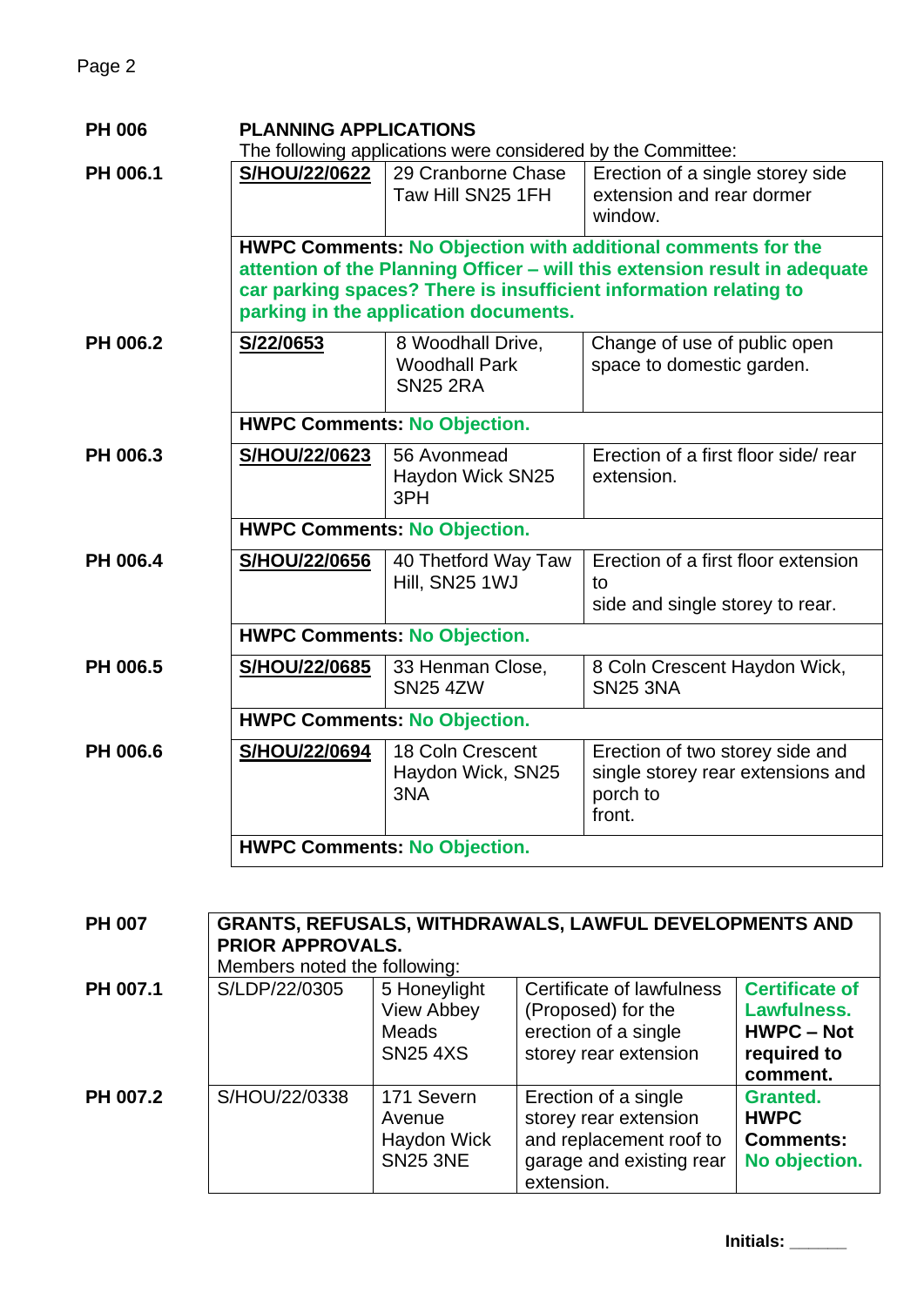**PH 006** **PLANNING APPLICATIONS**

The following applications were considered by the Committee:

| Ref | Application | Address | Description |
|---|---|---|---|
| PH 006.1 | **S/HOU/22/0622** | 29 Cranborne Chase Taw Hill SN25 1FH | Erection of a single storey side extension and rear dormer window. |
| | **HWPC Comments: No Objection with additional comments for the attention of the Planning Officer – will this extension result in adequate car parking spaces? There is insufficient information relating to parking in the application documents.** | | |
| PH 006.2 | **S/22/0653** | 8 Woodhall Drive, Woodhall Park SN25 2RA | Change of use of public open space to domestic garden. |
| | **HWPC Comments: No Objection.** | | |
| PH 006.3 | **S/HOU/22/0623** | 56 Avonmead Haydon Wick SN25 3PH | Erection of a first floor side/ rear extension. |
| | **HWPC Comments: No Objection.** | | |
| PH 006.4 | **S/HOU/22/0656** | 40 Thetford Way Taw Hill, SN25 1WJ | Erection of a first floor extension to side and single storey to rear. |
| | **HWPC Comments: No Objection.** | | |
| PH 006.5 | **S/HOU/22/0685** | 33 Henman Close, SN25 4ZW | 8 Coln Crescent Haydon Wick, SN25 3NA |
| | **HWPC Comments: No Objection.** | | |
| PH 006.6 | **S/HOU/22/0694** | 18 Coln Crescent Haydon Wick, SN25 3NA | Erection of two storey side and single storey rear extensions and porch to front. |
| | **HWPC Comments: No Objection.** | | |

**PH 007** **GRANTS, REFUSALS, WITHDRAWALS, LAWFUL DEVELOPMENTS AND PRIOR APPROVALS.**

Members noted the following:

| Ref | Application | Address | Description | Decision |
|---|---|---|---|---|
| PH 007.1 | S/LDP/22/0305 | 5 Honeylight View Abbey Meads SN25 4XS | Certificate of lawfulness (Proposed) for the erection of a single storey rear extension | **Certificate of Lawfulness. HWPC – Not required to comment.** |
| PH 007.2 | S/HOU/22/0338 | 171 Severn Avenue Haydon Wick SN25 3NE | Erection of a single storey rear extension and replacement roof to garage and existing rear extension. | **Granted. HWPC Comments: No objection.** |

**Initials:** ______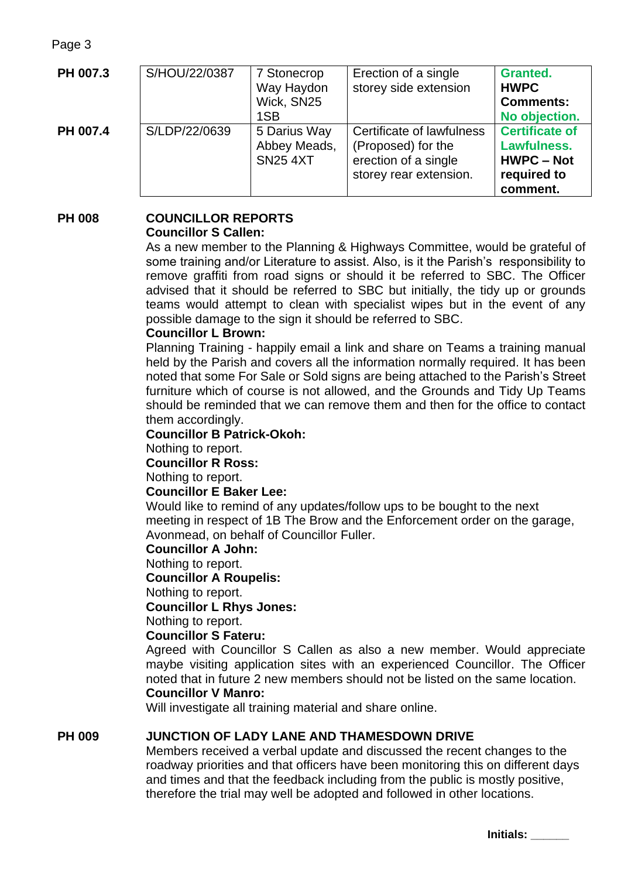| | | | | |
|---|---|---|---|---|
| **PH 007.3** | S/HOU/22/0387 | 7 Stonecrop Way Haydon Wick, SN25 1SB | Erection of a single storey side extension | **Granted. HWPC Comments: No objection.** |
| **PH 007.4** | S/LDP/22/0639 | 5 Darius Way Abbey Meads, SN25 4XT | Certificate of lawfulness (Proposed) for the erection of a single storey rear extension. | **Certificate of Lawfulness. HWPC – Not required to comment.** |

**PH 008 COUNCILLOR REPORTS**

**Councillor S Callen:**

As a new member to the Planning & Highways Committee, would be grateful of some training and/or Literature to assist. Also, is it the Parish's responsibility to remove graffiti from road signs or should it be referred to SBC. The Officer advised that it should be referred to SBC but initially, the tidy up or grounds teams would attempt to clean with specialist wipes but in the event of any possible damage to the sign it should be referred to SBC.

**Councillor L Brown:**

Planning Training - happily email a link and share on Teams a training manual held by the Parish and covers all the information normally required. It has been noted that some For Sale or Sold signs are being attached to the Parish's Street furniture which of course is not allowed, and the Grounds and Tidy Up Teams should be reminded that we can remove them and then for the office to contact them accordingly.

**Councillor B Patrick-Okoh:**

Nothing to report.

**Councillor R Ross:**

Nothing to report.

**Councillor E Baker Lee:**

Would like to remind of any updates/follow ups to be bought to the next meeting in respect of 1B The Brow and the Enforcement order on the garage, Avonmead, on behalf of Councillor Fuller.

**Councillor A John:**

Nothing to report.

**Councillor A Roupelis:**

Nothing to report.

**Councillor L Rhys Jones:**

Nothing to report.

**Councillor S Fateru:**

Agreed with Councillor S Callen as also a new member. Would appreciate maybe visiting application sites with an experienced Councillor. The Officer noted that in future 2 new members should not be listed on the same location.

**Councillor V Manro:**

Will investigate all training material and share online.

**PH 009 JUNCTION OF LADY LANE AND THAMESDOWN DRIVE**

Members received a verbal update and discussed the recent changes to the roadway priorities and that officers have been monitoring this on different days and times and that the feedback including from the public is mostly positive, therefore the trial may well be adopted and followed in other locations.

**Initials: ______**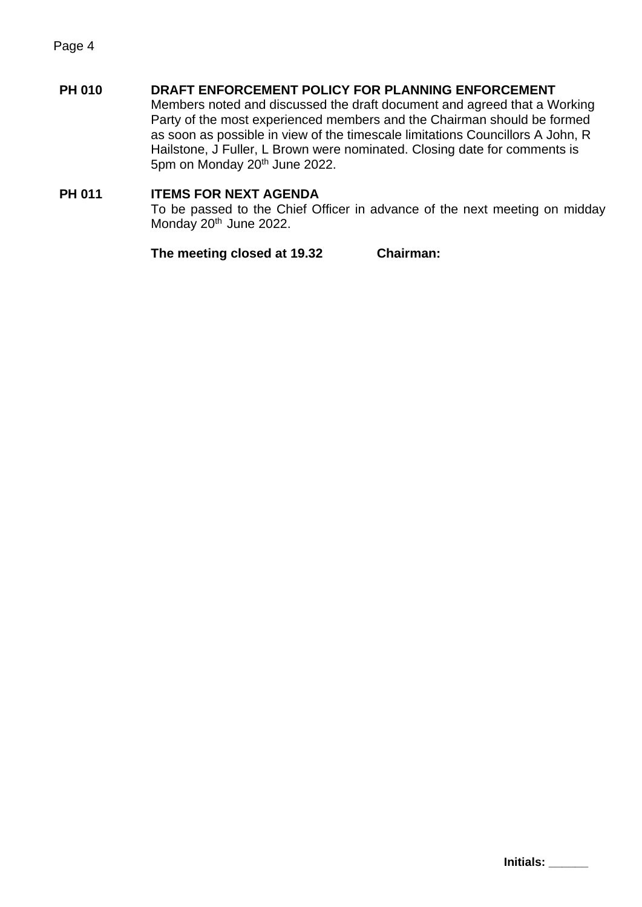**PH 010 DRAFT ENFORCEMENT POLICY FOR PLANNING ENFORCEMENT**

Members noted and discussed the draft document and agreed that a Working Party of the most experienced members and the Chairman should be formed as soon as possible in view of the timescale limitations Councillors A John, R Hailstone, J Fuller, L Brown were nominated. Closing date for comments is 5pm on Monday 20th June 2022.

**PH 011 ITEMS FOR NEXT AGENDA**

To be passed to the Chief Officer in advance of the next meeting on midday Monday 20th June 2022.

**The meeting closed at 19.32 Chairman:**

**Initials: ______**